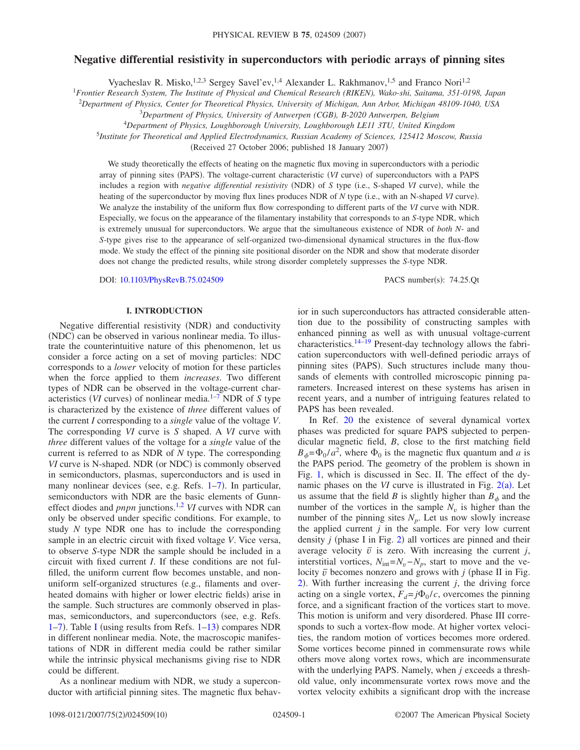# Negative differential resistivity in superconductors with periodic arrays of pinning sites

Vyacheslav R. Misko,[1,2,3] Sergey Savel'ev,[1,4] Alexander L. Rakhmanov,[1,5] and Franco Nori[1,2]

[1]*Frontier Research System, The Institute of Physical and Chemical Research (RIKEN), Wako-shi, Saitama, 351-0198, Japan*
[2]*Department of Physics, Center for Theoretical Physics, University of Michigan, Ann Arbor, Michigan 48109-1040, USA*
[3]*Department of Physics, University of Antwerpen (CGB), B-2020 Antwerpen, Belgium*
[4]*Department of Physics, Loughborough University, Loughborough LE11 3TU, United Kingdom*
[5]*Institute for Theoretical and Applied Electrodynamics, Russian Academy of Sciences, 125412 Moscow, Russia*

(Received 27 October 2006; published 18 January 2007)

We study theoretically the effects of heating on the magnetic flux moving in superconductors with a periodic array of pinning sites (PAPS). The voltage-current characteristic (*VI* curve) of superconductors with a PAPS includes a region with *negative differential resistivity* (NDR) of *S* type (i.e., S-shaped *VI* curve), while the heating of the superconductor by moving flux lines produces NDR of *N* type (i.e., with an N-shaped *VI* curve). We analyze the instability of the uniform flux flow corresponding to different parts of the *VI* curve with NDR. Especially, we focus on the appearance of the filamentary instability that corresponds to an *S*-type NDR, which is extremely unusual for superconductors. We argue that the simultaneous existence of NDR of *both N*- and *S*-type gives rise to the appearance of self-organized two-dimensional dynamical structures in the flux-flow mode. We study the effect of the pinning site positional disorder on the NDR and show that moderate disorder does not change the predicted results, while strong disorder completely suppresses the *S*-type NDR.

DOI: 10.1103/PhysRevB.75.024509 PACS number(s): 74.25.Qt

## I. INTRODUCTION

Negative differential resistivity (NDR) and conductivity (NDC) can be observed in various nonlinear media. To illustrate the counterintuitive nature of this phenomenon, let us consider a force acting on a set of moving particles: NDC corresponds to a *lower* velocity of motion for these particles when the force applied to them *increases*. Two different types of NDR can be observed in the voltage-current characteristics (*VI* curves) of nonlinear media.[1–7] NDR of *S* type is characterized by the existence of *three* different values of the current $I$ corresponding to a *single* value of the voltage $V$. The corresponding *VI* curve is *S* shaped. A *VI* curve with *three* different values of the voltage for a *single* value of the current is referred to as NDR of *N* type. The corresponding *VI* curve is N-shaped. NDR (or NDC) is commonly observed in semiconductors, plasmas, superconductors and is used in many nonlinear devices (see, e.g. Refs. 1–7). In particular, semiconductors with NDR are the basic elements of Gunn-effect diodes and *pnpn* junctions.[1,2] *VI* curves with NDR can only be observed under specific conditions. For example, to study *N* type NDR one has to include the corresponding sample in an electric circuit with fixed voltage $V$. Vice versa, to observe *S*-type NDR the sample should be included in a circuit with fixed current $I$. If these conditions are not fulfilled, the uniform current flow becomes unstable, and nonuniform self-organized structures (e.g., filaments and overheated domains with higher or lower electric fields) arise in the sample. Such structures are commonly observed in plasmas, semiconductors, and superconductors (see, e.g. Refs. 1–7). Table I (using results from Refs. 1–13) compares NDR in different nonlinear media. Note, the macroscopic manifestations of NDR in different media could be rather similar while the intrinsic physical mechanisms giving rise to NDR could be different.

As a nonlinear medium with NDR, we study a superconductor with artificial pinning sites. The magnetic flux behavior in such superconductors has attracted considerable attention due to the possibility of constructing samples with enhanced pinning as well as with unusual voltage-current characteristics.[14–19] Present-day technology allows the fabrication superconductors with well-defined periodic arrays of pinning sites (PAPS). Such structures include many thousands of elements with controlled microscopic pinning parameters. Increased interest on these systems has arisen in recent years, and a number of intriguing features related to PAPS has been revealed.

In Ref. 20 the existence of several dynamical vortex phases was predicted for square PAPS subjected to perpendicular magnetic field, $B$, close to the first matching field $B_\phi = \Phi_0/a^2$, where $\Phi_0$ is the magnetic flux quantum and $a$ is the PAPS period. The geometry of the problem is shown in Fig. 1, which is discussed in Sec. II. The effect of the dynamic phases on the *VI* curve is illustrated in Fig. 2(a). Let us assume that the field $B$ is slightly higher than $B_\phi$ and the number of the vortices in the sample $N_v$ is higher than the number of the pinning sites $N_p$. Let us now slowly increase the applied current $j$ in the sample. For very low current density $j$ (phase I in Fig. 2) all vortices are pinned and their average velocity $\bar{v}$ is zero. With increasing the current $j$, interstitial vortices, $N_{\text{int}} = N_v - N_p$, start to move and the velocity $\bar{v}$ becomes nonzero and grows with $j$ (phase II in Fig. 2). With further increasing the current $j$, the driving force acting on a single vortex, $F_d = j\Phi_0/c$, overcomes the pinning force, and a significant fraction of the vortices start to move. This motion is uniform and very disordered. Phase III corresponds to such a vortex-flow mode. At higher vortex velocities, the random motion of vortices becomes more ordered. Some vortices become pinned in commensurate rows while others move along vortex rows, which are incommensurate with the underlying PAPS. Namely, when $j$ exceeds a threshold value, only incommensurate vortex rows move and the vortex velocity exhibits a significant drop with the increase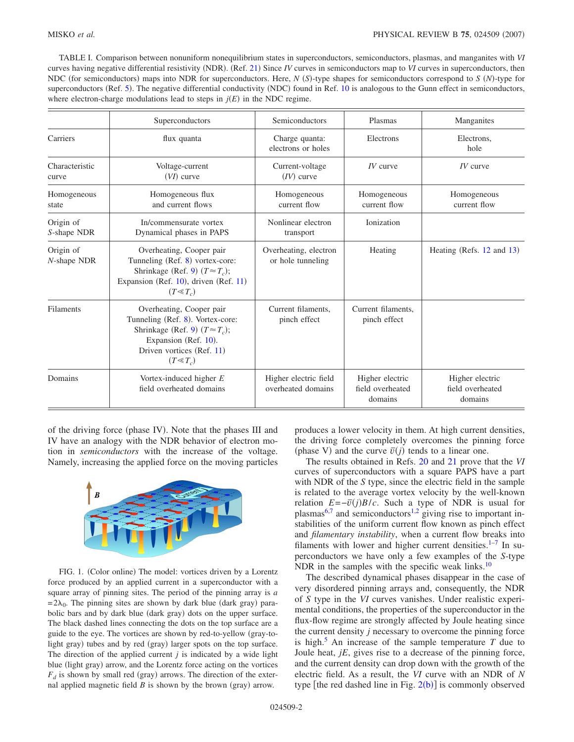TABLE I. Comparison between nonuniform nonequilibrium states in superconductors, semiconductors, plasmas, and manganites with *VI* curves having negative differential resistivity (NDR). (Ref. 21) Since *IV* curves in semiconductors map to *VI* curves in superconductors, then NDC (for semiconductors) maps into NDR for superconductors. Here, *N* (*S*)-type shapes for semiconductors correspond to *S* (*N*)-type for superconductors (Ref. 5). The negative differential conductivity (NDC) found in Ref. 10 is analogous to the Gunn effect in semiconductors, where electron-charge modulations lead to steps in $j(E)$ in the NDC regime.

| | Superconductors | Semiconductors | Plasmas | Manganites |
|---|---|---|---|---|
| Carriers | flux quanta | Charge quanta: electrons or holes | Electrons | Electrons, hole |
| Characteristic curve | Voltage-current (*VI*) curve | Current-voltage (*IV*) curve | *IV* curve | *IV* curve |
| Homogeneous state | Homogeneous flux and current flows | Homogeneous current flow | Homogeneous current flow | Homogeneous current flow |
| Origin of *S*-shape NDR | In/commensurate vortex Dynamical phases in PAPS | Nonlinear electron transport | Ionization | |
| Origin of *N*-shape NDR | Overheating, Cooper pair Tunneling (Ref. 8) vortex-core: Shrinkage (Ref. 9) ($T \approx T_c$); Expansion (Ref. 10), driven (Ref. 11) ($T \ll T_c$) | Overheating, electron or hole tunneling | Heating | Heating (Refs. 12 and 13) |
| Filaments | Overheating, Cooper pair Tunneling (Ref. 8). Vortex-core: Shrinkage (Ref. 9) ($T \approx T_c$); Expansion (Ref. 10). Driven vortices (Ref. 11) ($T \ll T_c$) | Current filaments, pinch effect | Current filaments, pinch effect | |
| Domains | Vortex-induced higher *E* field overheated domains | Higher electric field overheated domains | Higher electric field overheated domains | Higher electric field overheated domains |

of the driving force (phase IV). Note that the phases III and IV have an analogy with the NDR behavior of electron motion in *semiconductors* with the increase of the voltage. Namely, increasing the applied force on the moving particles produces a lower velocity in them. At high current densities, the driving force completely overcomes the pinning force (phase V) and the curve $\bar{v}(j)$ tends to a linear one.

FIG. 1. (Color online) The model: vortices driven by a Lorentz force produced by an applied current in a superconductor with a square array of pinning sites. The period of the pinning array is $a = 2\lambda_0$. The pinning sites are shown by dark blue (dark gray) parabolic bars and by dark blue (dark gray) dots on the upper surface. The black dashed lines connecting the dots on the top surface are a guide to the eye. The vortices are shown by red-to-yellow (gray-to-light gray) tubes and by red (gray) larger spots on the top surface. The direction of the applied current $j$ is indicated by a wide light blue (light gray) arrow, and the Lorentz force acting on the vortices $F_d$ is shown by small red (gray) arrows. The direction of the external applied magnetic field $B$ is shown by the brown (gray) arrow.

The results obtained in Refs. 20 and 21 prove that the *VI* curves of superconductors with a square PAPS have a part with NDR of the *S* type, since the electric field in the sample is related to the average vortex velocity by the well-known relation $E = -\bar{v}(j)B/c$. Such a type of NDR is usual for plasmas[6,7] and semiconductors[1,2] giving rise to important instabilities of the uniform current flow known as pinch effect and *filamentary instability*, when a current flow breaks into filaments with lower and higher current densities.[1–7] In superconductors we have only a few examples of the *S*-type NDR in the samples with the specific weak links.[10]

The described dynamical phases disappear in the case of very disordered pinning arrays and, consequently, the NDR of *S* type in the *VI* curves vanishes. Under realistic experimental conditions, the properties of the superconductor in the flux-flow regime are strongly affected by Joule heating since the current density $j$ necessary to overcome the pinning force is high.[5] An increase of the sample temperature $T$ due to Joule heat, $jE$, gives rise to a decrease of the pinning force, and the current density can drop down with the growth of the electric field. As a result, the *VI* curve with an NDR of *N* type [the red dashed line in Fig. 2(b)] is commonly observed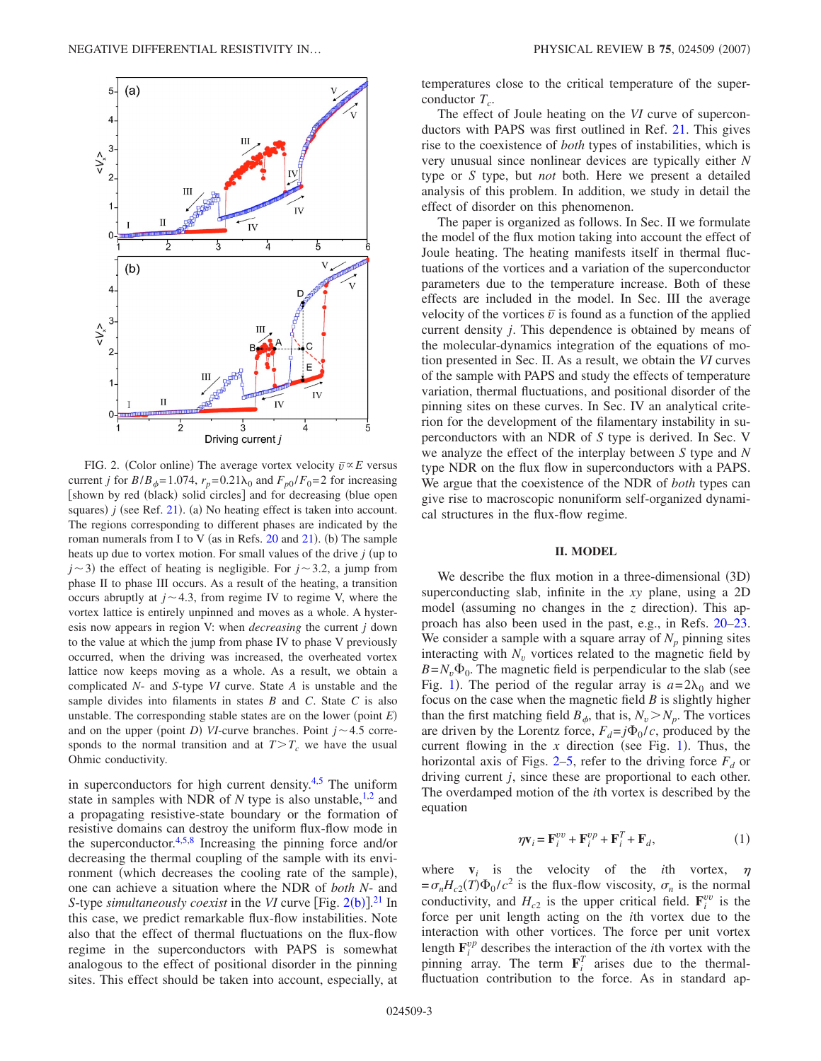(a)

5

4

3

2

1

0

1 2 3 4 5 6

$<V_x>$

I II III III IV IV IV V V

(b)

4

3

2

1

0

1 2 3 4 5

$<V_x>$

Driving current $j$

I II III III IV IV V V A B C D E

FIG. 2. (Color online) The average vortex velocity $\bar{v} \propto E$ versus current $j$ for $B/B_{\phi}=1.074$, $r_p=0.21\lambda_0$ and $F_{p0}/F_0=2$ for increasing [shown by red (black) solid circles] and for decreasing (blue open squares) $j$ (see Ref. 21). (a) No heating effect is taken into account. The regions corresponding to different phases are indicated by the roman numerals from I to V (as in Refs. 20 and 21). (b) The sample heats up due to vortex motion. For small values of the drive $j$ (up to $j \sim 3$) the effect of heating is negligible. For $j \sim 3.2$, a jump from phase II to phase III occurs. As a result of the heating, a transition occurs abruptly at $j \sim 4.3$, from regime IV to regime V, where the vortex lattice is entirely unpinned and moves as a whole. A hysteresis now appears in region V: when *decreasing* the current $j$ down to the value at which the jump from phase IV to phase V previously occurred, when the driving was increased, the overheated vortex lattice now keeps moving as a whole. As a result, we obtain a complicated $N$- and $S$-type $VI$ curve. State $A$ is unstable and the sample divides into filaments in states $B$ and $C$. State $C$ is also unstable. The corresponding stable states are on the lower (point $E$) and on the upper (point $D$) $VI$-curve branches. Point $j \sim 4.5$ corresponds to the normal transition and at $T > T_c$ we have the usual Ohmic conductivity.

in superconductors for high current density.[4,5] The uniform state in samples with NDR of $N$ type is also unstable,[1,2] and a propagating resistive-state boundary or the formation of resistive domains can destroy the uniform flux-flow mode in the superconductor.[4,5,8] Increasing the pinning force and/or decreasing the thermal coupling of the sample with its environment (which decreases the cooling rate of the sample), one can achieve a situation where the NDR of *both* $N$- and $S$-type *simultaneously coexist* in the $VI$ curve [Fig. 2(b)].[21] In this case, we predict remarkable flux-flow instabilities. Note also that the effect of thermal fluctuations on the flux-flow regime in the superconductors with PAPS is somewhat analogous to the effect of positional disorder in the pinning sites. This effect should be taken into account, especially, at temperatures close to the critical temperature of the superconductor $T_c$.

The effect of Joule heating on the $VI$ curve of superconductors with PAPS was first outlined in Ref. 21. This gives rise to the coexistence of *both* types of instabilities, which is very unusual since nonlinear devices are typically either $N$ type or $S$ type, but *not* both. Here we present a detailed analysis of this problem. In addition, we study in detail the effect of disorder on this phenomenon.

The paper is organized as follows. In Sec. II we formulate the model of the flux motion taking into account the effect of Joule heating. The heating manifests itself in thermal fluctuations of the vortices and a variation of the superconductor parameters due to the temperature increase. Both of these effects are included in the model. In Sec. III the average velocity of the vortices $\bar{v}$ is found as a function of the applied current density $j$. This dependence is obtained by means of the molecular-dynamics integration of the equations of motion presented in Sec. II. As a result, we obtain the $VI$ curves of the sample with PAPS and study the effects of temperature variation, thermal fluctuations, and positional disorder of the pinning sites on these curves. In Sec. IV an analytical criterion for the development of the filamentary instability in superconductors with an NDR of $S$ type is derived. In Sec. V we analyze the effect of the interplay between $S$ type and $N$ type NDR on the flux flow in superconductors with a PAPS. We argue that the coexistence of the NDR of *both* types can give rise to macroscopic nonuniform self-organized dynamical structures in the flux-flow regime.

## II. MODEL

We describe the flux motion in a three-dimensional (3D) superconducting slab, infinite in the $xy$ plane, using a 2D model (assuming no changes in the $z$ direction). This approach has also been used in the past, e.g., in Refs. 20–23. We consider a sample with a square array of $N_p$ pinning sites interacting with $N_v$ vortices related to the magnetic field by $B=N_v\Phi_0$. The magnetic field is perpendicular to the slab (see Fig. 1). The period of the regular array is $a=2\lambda_0$ and we focus on the case when the magnetic field $B$ is slightly higher than the first matching field $B_{\phi}$, that is, $N_v > N_p$. The vortices are driven by the Lorentz force, $F_d = j\Phi_0/c$, produced by the current flowing in the $x$ direction (see Fig. 1). Thus, the horizontal axis of Figs. 2–5, refer to the driving force $F_d$ or driving current $j$, since these are proportional to each other. The overdamped motion of the $i$th vortex is described by the equation

$$\eta \mathbf{v}_i = \mathbf{F}_i^{vv} + \mathbf{F}_i^{vp} + \mathbf{F}_i^{T} + \mathbf{F}_d, \tag{1}$$

where $\mathbf{v}_i$ is the velocity of the $i$th vortex, $\eta = \sigma_n H_{c2}(T)\Phi_0/c^2$ is the flux-flow viscosity, $\sigma_n$ is the normal conductivity, and $H_{c2}$ is the upper critical field. $\mathbf{F}_i^{vv}$ is the force per unit length acting on the $i$th vortex due to the interaction with other vortices. The force per unit vortex length $\mathbf{F}_i^{vp}$ describes the interaction of the $i$th vortex with the pinning array. The term $\mathbf{F}_i^{T}$ arises due to the thermal-fluctuation contribution to the force. As in standard ap-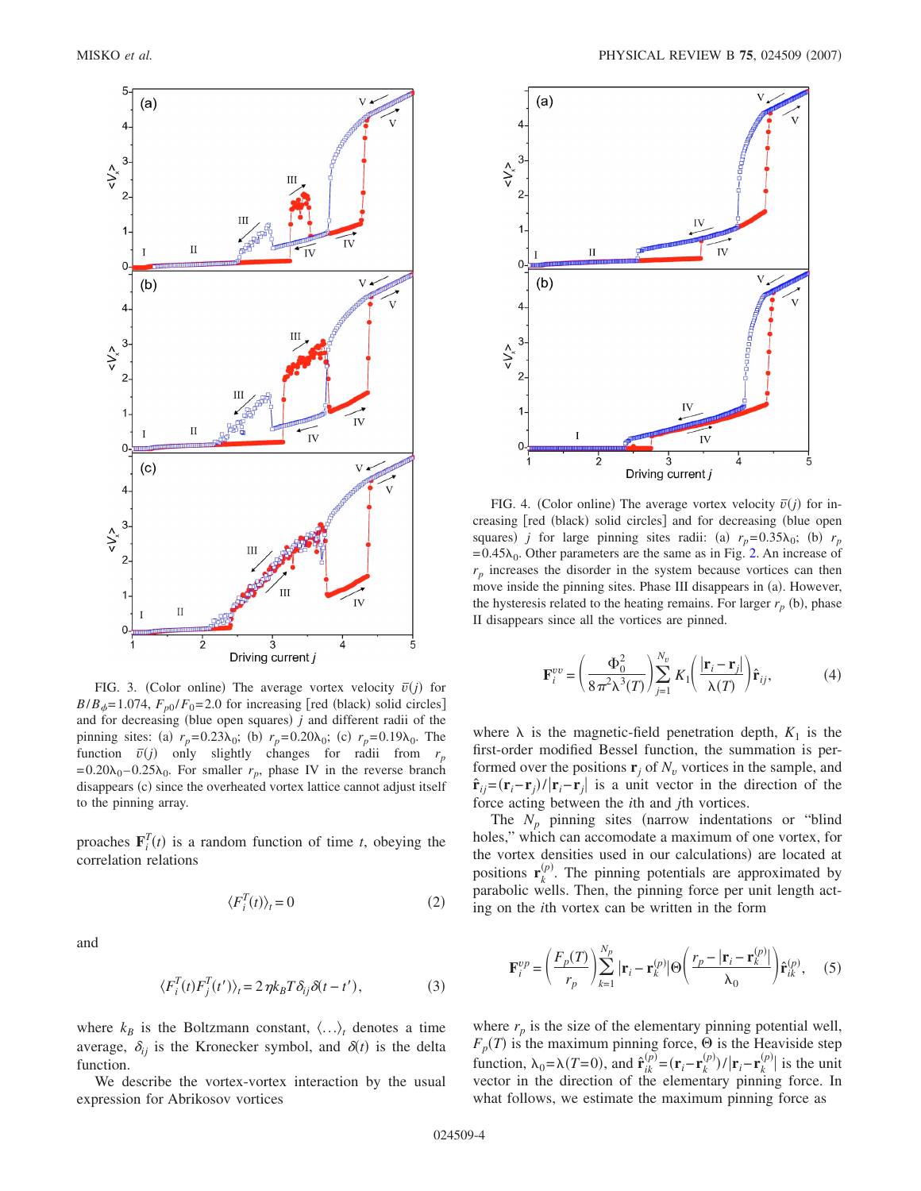FIG. 3. (Color online) The average vortex velocity $\bar{v}(j)$ for $B/B_\phi=1.074$, $F_{p0}/F_0=2.0$ for increasing [red (black) solid circles] and for decreasing (blue open squares) $j$ and different radii of the pinning sites: (a) $r_p=0.23\lambda_0$; (b) $r_p=0.20\lambda_0$; (c) $r_p=0.19\lambda_0$. The function $\bar{v}(j)$ only slightly changes for radii from $r_p=0.20\lambda_0-0.25\lambda_0$. For smaller $r_p$, phase IV in the reverse branch disappears (c) since the overheated vortex lattice cannot adjust itself to the pinning array.

proaches $\mathbf{F}_i^T(t)$ is a random function of time $t$, obeying the correlation relations

$$\langle F_i^T(t)\rangle_t = 0 \tag{2}$$

and

$$\langle F_i^T(t)F_j^T(t')\rangle_t = 2\eta k_B T\delta_{ij}\delta(t-t'), \tag{3}$$

where $k_B$ is the Boltzmann constant, $\langle\ldots\rangle_t$ denotes a time average, $\delta_{ij}$ is the Kronecker symbol, and $\delta(t)$ is the delta function.

We describe the vortex-vortex interaction by the usual expression for Abrikosov vortices

FIG. 4. (Color online) The average vortex velocity $\bar{v}(j)$ for increasing [red (black) solid circles] and for decreasing (blue open squares) $j$ for large pinning sites radii: (a) $r_p=0.35\lambda_0$; (b) $r_p=0.45\lambda_0$. Other parameters are the same as in Fig. 2. An increase of $r_p$ increases the disorder in the system because vortices can then move inside the pinning sites. Phase III disappears in (a). However, the hysteresis related to the heating remains. For larger $r_p$ (b), phase II disappears since all the vortices are pinned.

$$\mathbf{F}_i^{vv} = \left(\frac{\Phi_0^2}{8\pi^2\lambda^3(T)}\right)\sum_{j=1}^{N_v} K_1\left(\frac{|\mathbf{r}_i-\mathbf{r}_j|}{\lambda(T)}\right)\hat{\mathbf{r}}_{ij}, \tag{4}$$

where $\lambda$ is the magnetic-field penetration depth, $K_1$ is the first-order modified Bessel function, the summation is performed over the positions $\mathbf{r}_j$ of $N_v$ vortices in the sample, and $\hat{\mathbf{r}}_{ij}=(\mathbf{r}_i-\mathbf{r}_j)/|\mathbf{r}_i-\mathbf{r}_j|$ is a unit vector in the direction of the force acting between the $i$th and $j$th vortices.

The $N_p$ pinning sites (narrow indentations or "blind holes," which can accomodate a maximum of one vortex, for the vortex densities used in our calculations) are located at positions $\mathbf{r}_k^{(p)}$. The pinning potentials are approximated by parabolic wells. Then, the pinning force per unit length acting on the $i$th vortex can be written in the form

$$\mathbf{F}_i^{vp} = \left(\frac{F_p(T)}{r_p}\right)\sum_{k=1}^{N_p}|\mathbf{r}_i-\mathbf{r}_k^{(p)}|\Theta\left(\frac{r_p-|\mathbf{r}_i-\mathbf{r}_k^{(p)}|}{\lambda_0}\right)\hat{\mathbf{r}}_{ik}^{(p)}, \tag{5}$$

where $r_p$ is the size of the elementary pinning potential well, $F_p(T)$ is the maximum pinning force, $\Theta$ is the Heaviside step function, $\lambda_0=\lambda(T=0)$, and $\hat{\mathbf{r}}_{ik}^{(p)}=(\mathbf{r}_i-\mathbf{r}_k^{(p)})/|\mathbf{r}_i-\mathbf{r}_k^{(p)}|$ is the unit vector in the direction of the elementary pinning force. In what follows, we estimate the maximum pinning force as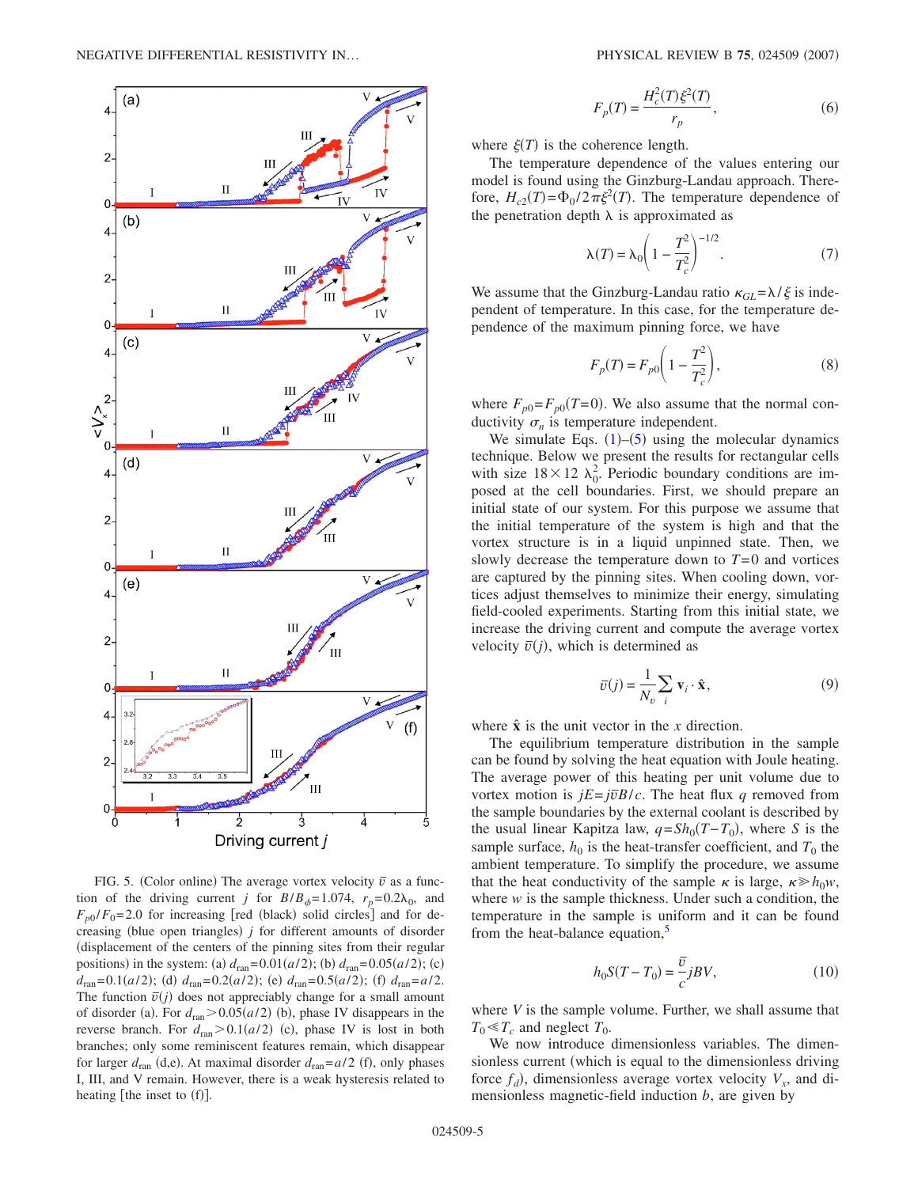FIG. 5. (Color online) The average vortex velocity $\bar{v}$ as a function of the driving current $j$ for $B/B_\phi=1.074$, $r_p=0.2\lambda_0$, and $F_{p0}/F_0=2.0$ for increasing [red (black) solid circles] and for decreasing (blue open triangles) $j$ for different amounts of disorder (displacement of the centers of the pinning sites from their regular positions) in the system: (a) $d_{\rm ran}=0.01(a/2)$; (b) $d_{\rm ran}=0.05(a/2)$; (c) $d_{\rm ran}=0.1(a/2)$; (d) $d_{\rm ran}=0.2(a/2)$; (e) $d_{\rm ran}=0.5(a/2)$; (f) $d_{\rm ran}=a/2$. The function $\bar{v}(j)$ does not appreciably change for a small amount of disorder (a). For $d_{\rm ran}>0.05(a/2)$ (b), phase IV disappears in the reverse branch. For $d_{\rm ran}>0.1(a/2)$ (c), phase IV is lost in both branches; only some reminiscent features remain, which disappear for larger $d_{\rm ran}$ (d,e). At maximal disorder $d_{\rm ran}=a/2$ (f), only phases I, III, and V remain. However, there is a weak hysteresis related to heating [the inset to (f)].

$$F_p(T)=\frac{H_c^2(T)\xi^2(T)}{r_p}, \tag{6}$$

where $\xi(T)$ is the coherence length.

The temperature dependence of the values entering our model is found using the Ginzburg-Landau approach. Therefore, $H_{c2}(T)=\Phi_0/2\pi\xi^2(T)$. The temperature dependence of the penetration depth $\lambda$ is approximated as

$$\lambda(T)=\lambda_0\left(1-\frac{T^2}{T_c^2}\right)^{-1/2}. \tag{7}$$

We assume that the Ginzburg-Landau ratio $\kappa_{GL}=\lambda/\xi$ is independent of temperature. In this case, for the temperature dependence of the maximum pinning force, we have

$$F_p(T)=F_{p0}\left(1-\frac{T^2}{T_c^2}\right), \tag{8}$$

where $F_{p0}=F_{p0}(T=0)$. We also assume that the normal conductivity $\sigma_n$ is temperature independent.

We simulate Eqs. (1)–(5) using the molecular dynamics technique. Below we present the results for rectangular cells with size $18\times 12\ \lambda_0^2$. Periodic boundary conditions are imposed at the cell boundaries. First, we should prepare an initial state of our system. For this purpose we assume that the initial temperature of the system is high and that the vortex structure is in a liquid unpinned state. Then, we slowly decrease the temperature down to $T=0$ and vortices are captured by the pinning sites. When cooling down, vortices adjust themselves to minimize their energy, simulating field-cooled experiments. Starting from this initial state, we increase the driving current and compute the average vortex velocity $\bar{v}(j)$, which is determined as

$$\bar{v}(j)=\frac{1}{N_v}\sum_i \mathbf{v}_i\cdot\hat{\mathbf{x}}, \tag{9}$$

where $\hat{\mathbf{x}}$ is the unit vector in the $x$ direction.

The equilibrium temperature distribution in the sample can be found by solving the heat equation with Joule heating. The average power of this heating per unit volume due to vortex motion is $jE=j\bar{v}B/c$. The heat flux $q$ removed from the sample boundaries by the external coolant is described by the usual linear Kapitza law, $q=Sh_0(T-T_0)$, where $S$ is the sample surface, $h_0$ is the heat-transfer coefficient, and $T_0$ the ambient temperature. To simplify the procedure, we assume that the heat conductivity of the sample $\kappa$ is large, $\kappa\gg h_0 w$, where $w$ is the sample thickness. Under such a condition, the temperature in the sample is uniform and it can be found from the heat-balance equation,[5]

$$h_0S(T-T_0)=\frac{\bar{v}}{c}jBV, \tag{10}$$

where $V$ is the sample volume. Further, we shall assume that $T_0\ll T_c$ and neglect $T_0$.

We now introduce dimensionless variables. The dimensionless current (which is equal to the dimensionless driving force $f_d$), dimensionless average vortex velocity $V_x$, and dimensionless magnetic-field induction $b$, are given by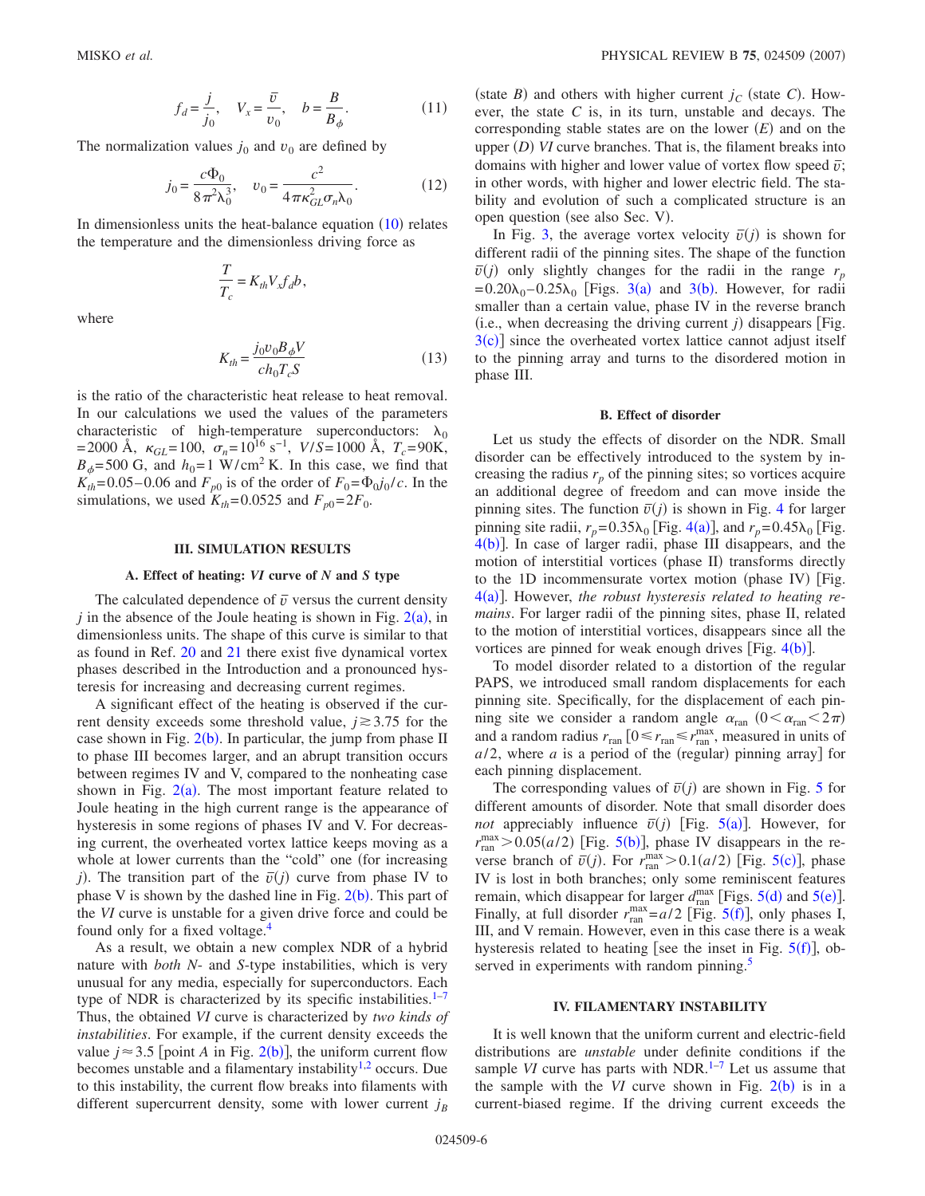$$f_d = \frac{j}{j_0}, \quad V_x = \frac{\bar{v}}{v_0}, \quad b = \frac{B}{B_\phi}. \tag{11}$$

The normalization values $j_0$ and $v_0$ are defined by

$$j_0 = \frac{c\Phi_0}{8\pi^2\lambda_0^3}, \quad v_0 = \frac{c^2}{4\pi\kappa_{GL}^2\sigma_n\lambda_0}. \tag{12}$$

In dimensionless units the heat-balance equation (10) relates the temperature and the dimensionless driving force as

$$\frac{T}{T_c} = K_{th}V_x f_d b,$$

where

$$K_{th} = \frac{j_0 v_0 B_\phi V}{c h_0 T_c S} \tag{13}$$

is the ratio of the characteristic heat release to heat removal. In our calculations we used the values of the parameters characteristic of high-temperature superconductors: $\lambda_0 = 2000$ Å, $\kappa_{GL} = 100$, $\sigma_n = 10^{16}$ s$^{-1}$, $V/S = 1000$ Å, $T_c = 90$K, $B_\phi = 500$ G, and $h_0 = 1$ W/cm$^2$ K. In this case, we find that $K_{th} = 0.05$–$0.06$ and $F_{p0}$ is of the order of $F_0 = \Phi_0 j_0 / c$. In the simulations, we used $K_{th} = 0.0525$ and $F_{p0} = 2F_0$.

## III. SIMULATION RESULTS

### A. Effect of heating: *VI* curve of *N* and *S* type

The calculated dependence of $\bar{v}$ versus the current density $j$ in the absence of the Joule heating is shown in Fig. 2(a), in dimensionless units. The shape of this curve is similar to that as found in Ref. 20 and 21 there exist five dynamical vortex phases described in the Introduction and a pronounced hysteresis for increasing and decreasing current regimes.

A significant effect of the heating is observed if the current density exceeds some threshold value, $j \gtrsim 3.75$ for the case shown in Fig. 2(b). In particular, the jump from phase II to phase III becomes larger, and an abrupt transition occurs between regimes IV and V, compared to the nonheating case shown in Fig. 2(a). The most important feature related to Joule heating in the high current range is the appearance of hysteresis in some regions of phases IV and V. For decreasing current, the overheated vortex lattice keeps moving as a whole at lower currents than the "cold" one (for increasing $j$). The transition part of the $\bar{v}(j)$ curve from phase IV to phase V is shown by the dashed line in Fig. 2(b). This part of the *VI* curve is unstable for a given drive force and could be found only for a fixed voltage.[4]

As a result, we obtain a new complex NDR of a hybrid nature with *both N*- and *S*-type instabilities, which is very unusual for any media, especially for superconductors. Each type of NDR is characterized by its specific instabilities.[1–7] Thus, the obtained *VI* curve is characterized by *two kinds of instabilities*. For example, if the current density exceeds the value $j \approx 3.5$ [point $A$ in Fig. 2(b)], the uniform current flow becomes unstable and a filamentary instability[1,2] occurs. Due to this instability, the current flow breaks into filaments with different supercurrent density, some with lower current $j_B$ (state $B$) and others with higher current $j_C$ (state $C$). However, the state $C$ is, in its turn, unstable and decays. The corresponding stable states are on the lower ($E$) and on the upper ($D$) *VI* curve branches. That is, the filament breaks into domains with higher and lower value of vortex flow speed $\bar{v}$; in other words, with higher and lower electric field. The stability and evolution of such a complicated structure is an open question (see also Sec. V).

In Fig. 3, the average vortex velocity $\bar{v}(j)$ is shown for different radii of the pinning sites. The shape of the function $\bar{v}(j)$ only slightly changes for the radii in the range $r_p = 0.20\lambda_0$–$0.25\lambda_0$ [Figs. 3(a) and 3(b)]. However, for radii smaller than a certain value, phase IV in the reverse branch (i.e., when decreasing the driving current $j$) disappears [Fig. 3(c)] since the overheated vortex lattice cannot adjust itself to the pinning array and turns to the disordered motion in phase III.

### B. Effect of disorder

Let us study the effects of disorder on the NDR. Small disorder can be effectively introduced to the system by increasing the radius $r_p$ of the pinning sites; so vortices acquire an additional degree of freedom and can move inside the pinning sites. The function $\bar{v}(j)$ is shown in Fig. 4 for larger pinning site radii, $r_p = 0.35\lambda_0$ [Fig. 4(a)], and $r_p = 0.45\lambda_0$ [Fig. 4(b)]. In case of larger radii, phase III disappears, and the motion of interstitial vortices (phase II) transforms directly to the 1D incommensurate vortex motion (phase IV) [Fig. 4(a)]. However, *the robust hysteresis related to heating remains*. For larger radii of the pinning sites, phase II, related to the motion of interstitial vortices, disappears since all the vortices are pinned for weak enough drives [Fig. 4(b)].

To model disorder related to a distortion of the regular PAPS, we introduced small random displacements for each pinning site. Specifically, for the displacement of each pinning site we consider a random angle $\alpha_{\text{ran}}$ $(0 < \alpha_{\text{ran}} < 2\pi)$ and a random radius $r_{\text{ran}}$ $[0 \leqslant r_{\text{ran}} \leqslant r_{\text{ran}}^{\max}$, measured in units of $a/2$, where $a$ is a period of the (regular) pinning array] for each pinning displacement.

The corresponding values of $\bar{v}(j)$ are shown in Fig. 5 for different amounts of disorder. Note that small disorder does *not* appreciably influence $\bar{v}(j)$ [Fig. 5(a)]. However, for $r_{\text{ran}}^{\max} > 0.05(a/2)$ [Fig. 5(b)], phase IV disappears in the reverse branch of $\bar{v}(j)$. For $r_{\text{ran}}^{\max} > 0.1(a/2)$ [Fig. 5(c)], phase IV is lost in both branches; only some reminiscent features remain, which disappear for larger $d_{\text{ran}}^{\max}$ [Figs. 5(d) and 5(e)]. Finally, at full disorder $r_{\text{ran}}^{\max} = a/2$ [Fig. 5(f)], only phases I, III, and V remain. However, even in this case there is a weak hysteresis related to heating [see the inset in Fig. 5(f)], observed in experiments with random pinning.[5]

## IV. FILAMENTARY INSTABILITY

It is well known that the uniform current and electric-field distributions are *unstable* under definite conditions if the sample *VI* curve has parts with NDR.[1–7] Let us assume that the sample with the *VI* curve shown in Fig. 2(b) is in a current-biased regime. If the driving current exceeds the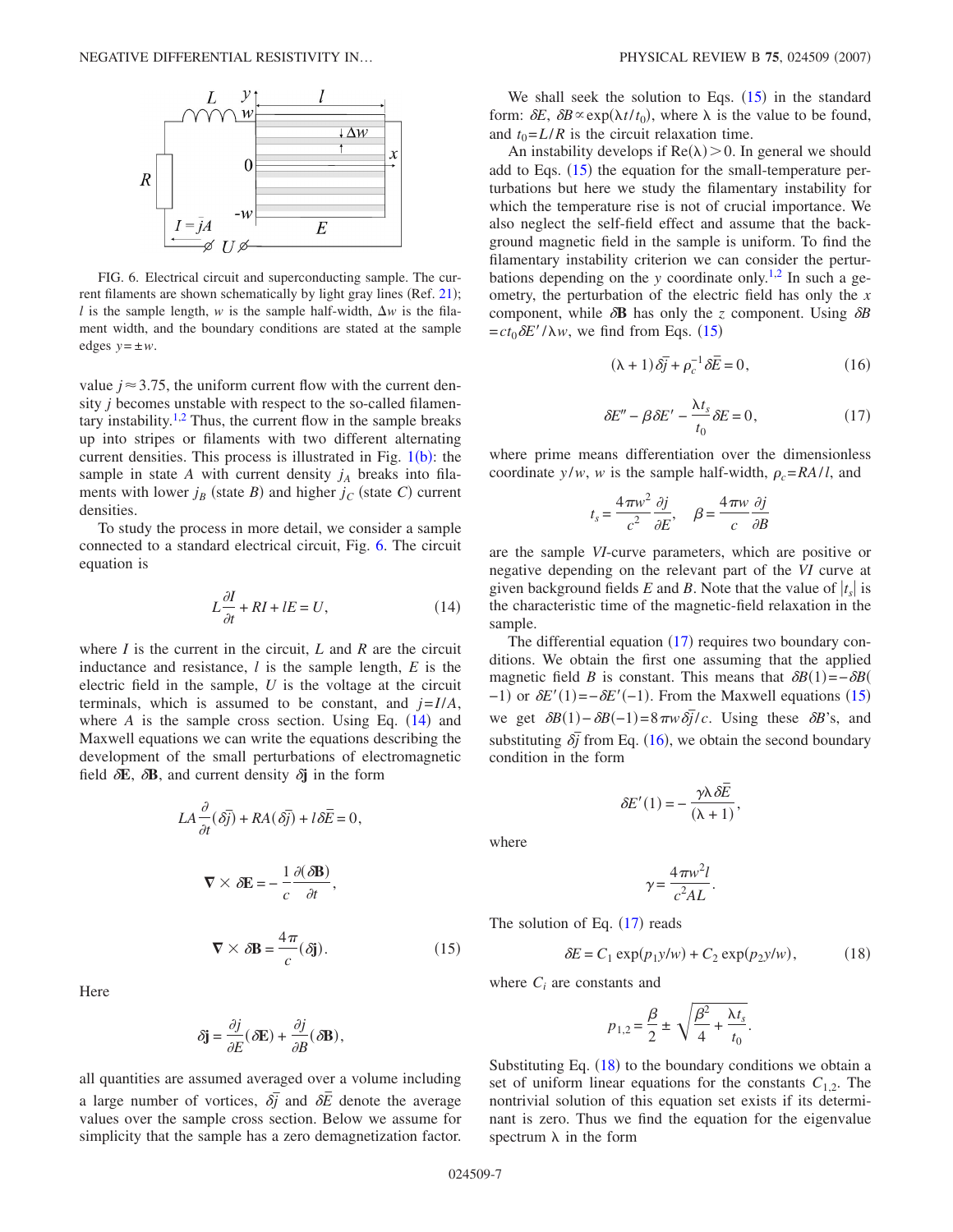FIG. 6. Electrical circuit and superconducting sample. The current filaments are shown schematically by light gray lines (Ref. 21); $l$ is the sample length, $w$ is the sample half-width, $\Delta w$ is the filament width, and the boundary conditions are stated at the sample edges $y = \pm w$.

value $j \approx 3.75$, the uniform current flow with the current density $j$ becomes unstable with respect to the so-called filamentary instability.[1,2] Thus, the current flow in the sample breaks up into stripes or filaments with two different alternating current densities. This process is illustrated in Fig. 1(b): the sample in state $A$ with current density $j_A$ breaks into filaments with lower $j_B$ (state $B$) and higher $j_C$ (state $C$) current densities.

To study the process in more detail, we consider a sample connected to a standard electrical circuit, Fig. 6. The circuit equation is

$$L\frac{\partial I}{\partial t} + RI + lE = U, \tag{14}$$

where $I$ is the current in the circuit, $L$ and $R$ are the circuit inductance and resistance, $l$ is the sample length, $E$ is the electric field in the sample, $U$ is the voltage at the circuit terminals, which is assumed to be constant, and $j = I/A$, where $A$ is the sample cross section. Using Eq. (14) and Maxwell equations we can write the equations describing the development of the small perturbations of electromagnetic field $\delta\mathbf{E}$, $\delta\mathbf{B}$, and current density $\delta\mathbf{j}$ in the form

$$LA\frac{\partial}{\partial t}(\delta\bar{j}) + RA(\delta\bar{j}) + l\delta\bar{E} = 0,$$

$$\nabla \times \delta\mathbf{E} = -\frac{1}{c}\frac{\partial(\delta\mathbf{B})}{\partial t},$$

$$\nabla \times \delta\mathbf{B} = \frac{4\pi}{c}(\delta\mathbf{j}). \tag{15}$$

Here

$$\delta\mathbf{j} = \frac{\partial j}{\partial E}(\delta\mathbf{E}) + \frac{\partial j}{\partial B}(\delta\mathbf{B}),$$

all quantities are assumed averaged over a volume including a large number of vortices, $\delta\bar{j}$ and $\delta\bar{E}$ denote the average values over the sample cross section. Below we assume for simplicity that the sample has a zero demagnetization factor.

We shall seek the solution to Eqs. (15) in the standard form: $\delta E$, $\delta B \propto \exp(\lambda t/t_0)$, where $\lambda$ is the value to be found, and $t_0 = L/R$ is the circuit relaxation time.

An instability develops if $\mathrm{Re}(\lambda) > 0$. In general we should add to Eqs. (15) the equation for the small-temperature perturbations but here we study the filamentary instability for which the temperature rise is not of crucial importance. We also neglect the self-field effect and assume that the background magnetic field in the sample is uniform. To find the filamentary instability criterion we can consider the perturbations depending on the $y$ coordinate only.[1,2] In such a geometry, the perturbation of the electric field has only the $x$ component, while $\delta\mathbf{B}$ has only the $z$ component. Using $\delta B = ct_0\delta E'/\lambda w$, we find from Eqs. (15)

$$(\lambda + 1)\delta\bar{j} + \rho_c^{-1}\delta\bar{E} = 0, \tag{16}$$

$$\delta E'' - \beta\delta E' - \frac{\lambda t_s}{t_0}\delta E = 0, \tag{17}$$

where prime means differentiation over the dimensionless coordinate $y/w$, $w$ is the sample half-width, $\rho_c = RA/l$, and

$$t_s = \frac{4\pi w^2}{c^2}\frac{\partial j}{\partial E}, \quad \beta = \frac{4\pi w}{c}\frac{\partial j}{\partial B}$$

are the sample *VI*-curve parameters, which are positive or negative depending on the relevant part of the *VI* curve at given background fields $E$ and $B$. Note that the value of $|t_s|$ is the characteristic time of the magnetic-field relaxation in the sample.

The differential equation (17) requires two boundary conditions. We obtain the first one assuming that the applied magnetic field $B$ is constant. This means that $\delta B(1) = -\delta B(-1)$ or $\delta E'(1) = -\delta E'(-1)$. From the Maxwell equations (15) we get $\delta B(1) - \delta B(-1) = 8\pi w\delta\bar{j}/c$. Using these $\delta B$'s, and substituting $\delta\bar{j}$ from Eq. (16), we obtain the second boundary condition in the form

$$\delta E'(1) = -\frac{\gamma\lambda\delta\bar{E}}{(\lambda + 1)},$$

where

$$\gamma = \frac{4\pi w^2 l}{c^2 AL}.$$

The solution of Eq. (17) reads

$$\delta E = C_1\exp(p_1 y/w) + C_2\exp(p_2 y/w), \tag{18}$$

where $C_i$ are constants and

$$p_{1,2} = \frac{\beta}{2} \pm \sqrt{\frac{\beta^2}{4} + \frac{\lambda t_s}{t_0}}.$$

Substituting Eq. (18) to the boundary conditions we obtain a set of uniform linear equations for the constants $C_{1,2}$. The nontrivial solution of this equation set exists if its determinant is zero. Thus we find the equation for the eigenvalue spectrum $\lambda$ in the form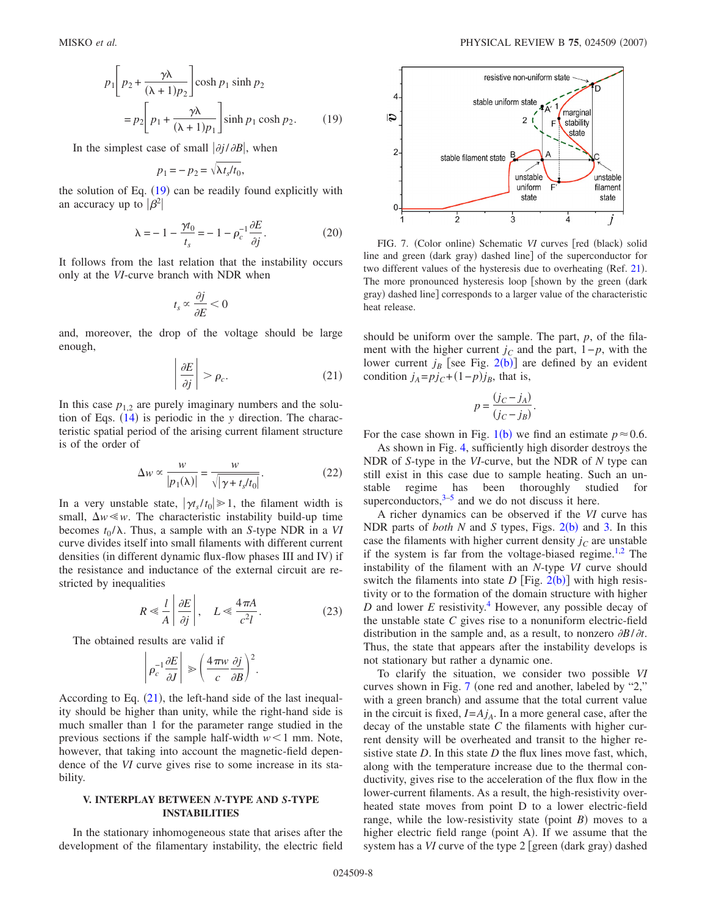$$p_1\left[p_2 + \frac{\gamma\lambda}{(\lambda+1)p_2}\right]\cosh p_1 \sinh p_2$$

$$= p_2\left[p_1 + \frac{\gamma\lambda}{(\lambda+1)p_1}\right]\sinh p_1 \cosh p_2. \tag{19}$$

In the simplest case of small $|\partial j/\partial B|$, when

$$p_1 = -p_2 = \sqrt{\lambda t_s/t_0},$$

the solution of Eq. (19) can be readily found explicitly with an accuracy up to $|\beta^2|$

$$\lambda = -1 - \frac{\gamma t_0}{t_s} = -1 - \rho_c^{-1}\frac{\partial E}{\partial j}. \tag{20}$$

It follows from the last relation that the instability occurs only at the *VI*-curve branch with NDR when

$$t_s \propto \frac{\partial j}{\partial E} < 0$$

and, moreover, the drop of the voltage should be large enough,

$$\left|\frac{\partial E}{\partial j}\right| > \rho_c. \tag{21}$$

In this case $p_{1,2}$ are purely imaginary numbers and the solution of Eqs. (14) is periodic in the $y$ direction. The characteristic spatial period of the arising current filament structure is of the order of

$$\Delta w \propto \frac{w}{|p_1(\lambda)|} = \frac{w}{\sqrt{|\gamma + t_s/t_0|}}. \tag{22}$$

In a very unstable state, $|\gamma t_s/t_0| \gg 1$, the filament width is small, $\Delta w \ll w$. The characteristic instability build-up time becomes $t_0/\lambda$. Thus, a sample with an *S*-type NDR in a *VI* curve divides itself into small filaments with different current densities (in different dynamic flux-flow phases III and IV) if the resistance and inductance of the external circuit are restricted by inequalities

$$R \ll \frac{l}{A}\left|\frac{\partial E}{\partial j}\right|, \quad L \ll \frac{4\pi A}{c^2 l}. \tag{23}$$

The obtained results are valid if

$$\left|\rho_c^{-1}\frac{\partial E}{\partial J}\right| \gg \left(\frac{4\pi w}{c}\frac{\partial j}{\partial B}\right)^2.$$

According to Eq. (21), the left-hand side of the last inequality should be higher than unity, while the right-hand side is much smaller than 1 for the parameter range studied in the previous sections if the sample half-width $w < 1$ mm. Note, however, that taking into account the magnetic-field dependence of the *VI* curve gives rise to some increase in its stability.

## V. INTERPLAY BETWEEN *N*-TYPE AND *S*-TYPE INSTABILITIES

In the stationary inhomogeneous state that arises after the development of the filamentary instability, the electric field should be uniform over the sample. The part, $p$, of the filament with the higher current $j_C$ and the part, $1-p$, with the lower current $j_B$ [see Fig. 2(b)] are defined by an evident condition $j_A = p j_C + (1-p) j_B$, that is,

$$p = \frac{(j_C - j_A)}{(j_C - j_B)}.$$

For the case shown in Fig. 1(b) we find an estimate $p \approx 0.6$.

As shown in Fig. 4, sufficiently high disorder destroys the NDR of *S*-type in the *VI*-curve, but the NDR of *N* type can still exist in this case due to sample heating. Such an unstable regime has been thoroughly studied for superconductors,[3–5] and we do not discuss it here.

A richer dynamics can be observed if the *VI* curve has NDR parts of *both* *N* and *S* types, Figs. 2(b) and 3. In this case the filaments with higher current density $j_C$ are unstable if the system is far from the voltage-biased regime.[1,2] The instability of the filament with an *N*-type *VI* curve should switch the filaments into state *D* [Fig. 2(b)] with high resistivity or to the formation of the domain structure with higher *D* and lower *E* resistivity.[4] However, any possible decay of the unstable state *C* gives to a nonuniform electric-field distribution in the sample and, as a result, to nonzero $\partial B/\partial t$. Thus, the state that appears after the instability develops is not stationary but rather a dynamic one.

To clarify the situation, we consider two possible *VI* curves shown in Fig. 7 (one red and another, labeled by "2," with a green branch) and assume that the total current value in the circuit is fixed, $I = A j_A$. In a more general case, after the decay of the unstable state *C* the filaments with higher current density will be overheated and transit to the higher resistive state *D*. In this state *D* the flux lines move fast, which, along with the temperature increase due to the thermal conductivity, gives rise to the acceleration of the flux flow in the lower-current filaments. As a result, the high-resistivity overheated state moves from point D to a lower electric-field range, while the low-resistivity state (point *B*) moves to a higher electric field range (point A). If we assume that the system has a *VI* curve of the type 2 [green (dark gray) dashed

FIG. 7. (Color online) Schematic *VI* curves [red (black) solid line and green (dark gray) dashed line] of the superconductor for two different values of the hysteresis due to overheating (Ref. 21). The more pronounced hysteresis loop [shown by the green (dark gray) dashed line] corresponds to a larger value of the characteristic heat release.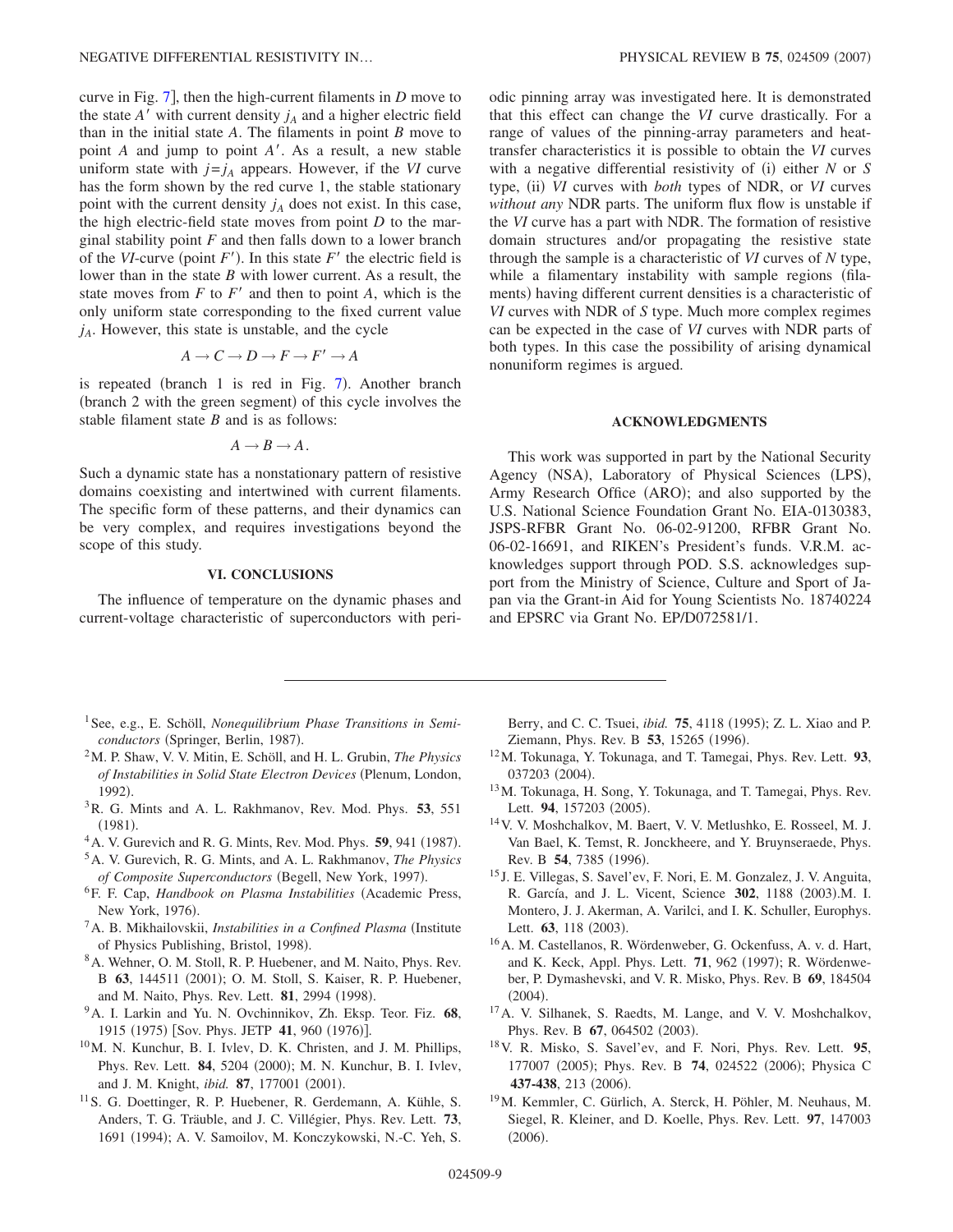curve in Fig. 7], then the high-current filaments in $D$ move to the state $A'$ with current density $j_A$ and a higher electric field than in the initial state $A$. The filaments in point $B$ move to point $A$ and jump to point $A'$. As a result, a new stable uniform state with $j=j_A$ appears. However, if the *VI* curve has the form shown by the red curve 1, the stable stationary point with the current density $j_A$ does not exist. In this case, the high electric-field state moves from point $D$ to the marginal stability point $F$ and then falls down to a lower branch of the *VI*-curve (point $F'$). In this state $F'$ the electric field is lower than in the state $B$ with lower current. As a result, the state moves from $F$ to $F'$ and then to point $A$, which is the only uniform state corresponding to the fixed current value $j_A$. However, this state is unstable, and the cycle

$$A \to C \to D \to F \to F' \to A$$

is repeated (branch 1 is red in Fig. 7). Another branch (branch 2 with the green segment) of this cycle involves the stable filament state $B$ and is as follows:

$$A \to B \to A.$$

Such a dynamic state has a nonstationary pattern of resistive domains coexisting and intertwined with current filaments. The specific form of these patterns, and their dynamics can be very complex, and requires investigations beyond the scope of this study.

## VI. CONCLUSIONS

The influence of temperature on the dynamic phases and current-voltage characteristic of superconductors with periodic pinning array was investigated here. It is demonstrated that this effect can change the *VI* curve drastically. For a range of values of the pinning-array parameters and heat-transfer characteristics it is possible to obtain the *VI* curves with a negative differential resistivity of (i) either *N* or *S* type, (ii) *VI* curves with *both* types of NDR, or *VI* curves *without any* NDR parts. The uniform flux flow is unstable if the *VI* curve has a part with NDR. The formation of resistive domain structures and/or propagating the resistive state through the sample is a characteristic of *VI* curves of *N* type, while a filamentary instability with sample regions (filaments) having different current densities is a characteristic of *VI* curves with NDR of *S* type. Much more complex regimes can be expected in the case of *VI* curves with NDR parts of both types. In this case the possibility of arising dynamical nonuniform regimes is argued.

## ACKNOWLEDGMENTS

This work was supported in part by the National Security Agency (NSA), Laboratory of Physical Sciences (LPS), Army Research Office (ARO); and also supported by the U.S. National Science Foundation Grant No. EIA-0130383, JSPS-RFBR Grant No. 06-02-91200, RFBR Grant No. 06-02-16691, and RIKEN's President's funds. V.R.M. acknowledges support through POD. S.S. acknowledges support from the Ministry of Science, Culture and Sport of Japan via the Grant-in Aid for Young Scientists No. 18740224 and EPSRC via Grant No. EP/D072581/1.

---

[1] See, e.g., E. Schöll, *Nonequilibrium Phase Transitions in Semiconductors* (Springer, Berlin, 1987).

[2] M. P. Shaw, V. V. Mitin, E. Schöll, and H. L. Grubin, *The Physics of Instabilities in Solid State Electron Devices* (Plenum, London, 1992).

[3] R. G. Mints and A. L. Rakhmanov, Rev. Mod. Phys. **53**, 551 (1981).

[4] A. V. Gurevich and R. G. Mints, Rev. Mod. Phys. **59**, 941 (1987).

[5] A. V. Gurevich, R. G. Mints, and A. L. Rakhmanov, *The Physics of Composite Superconductors* (Begell, New York, 1997).

[6] F. F. Cap, *Handbook on Plasma Instabilities* (Academic Press, New York, 1976).

[7] A. B. Mikhailovskii, *Instabilities in a Confined Plasma* (Institute of Physics Publishing, Bristol, 1998).

[8] A. Wehner, O. M. Stoll, R. P. Huebener, and M. Naito, Phys. Rev. B **63**, 144511 (2001); O. M. Stoll, S. Kaiser, R. P. Huebener, and M. Naito, Phys. Rev. Lett. **81**, 2994 (1998).

[9] A. I. Larkin and Yu. N. Ovchinnikov, Zh. Eksp. Teor. Fiz. **68**, 1915 (1975) [Sov. Phys. JETP **41**, 960 (1976)].

[10] M. N. Kunchur, B. I. Ivlev, D. K. Christen, and J. M. Phillips, Phys. Rev. Lett. **84**, 5204 (2000); M. N. Kunchur, B. I. Ivlev, and J. M. Knight, *ibid.* **87**, 177001 (2001).

[11] S. G. Doettinger, R. P. Huebener, R. Gerdemann, A. Kühle, S. Anders, T. G. Träuble, and J. C. Villégier, Phys. Rev. Lett. **73**, 1691 (1994); A. V. Samoilov, M. Konczykowski, N.-C. Yeh, S. Berry, and C. C. Tsuei, *ibid.* **75**, 4118 (1995); Z. L. Xiao and P. Ziemann, Phys. Rev. B **53**, 15265 (1996).

[12] M. Tokunaga, Y. Tokunaga, and T. Tamegai, Phys. Rev. Lett. **93**, 037203 (2004).

[13] M. Tokunaga, H. Song, Y. Tokunaga, and T. Tamegai, Phys. Rev. Lett. **94**, 157203 (2005).

[14] V. V. Moshchalkov, M. Baert, V. V. Metlushko, E. Rosseel, M. J. Van Bael, K. Temst, R. Jonckheere, and Y. Bruynseraede, Phys. Rev. B **54**, 7385 (1996).

[15] J. E. Villegas, S. Savel'ev, F. Nori, E. M. Gonzalez, J. V. Anguita, R. García, and J. L. Vicent, Science **302**, 1188 (2003).M. I. Montero, J. J. Akerman, A. Varilci, and I. K. Schuller, Europhys. Lett. **63**, 118 (2003).

[16] A. M. Castellanos, R. Wördenweber, G. Ockenfuss, A. v. d. Hart, and K. Keck, Appl. Phys. Lett. **71**, 962 (1997); R. Wördenweber, P. Dymashevski, and V. R. Misko, Phys. Rev. B **69**, 184504 (2004).

[17] A. V. Silhanek, S. Raedts, M. Lange, and V. V. Moshchalkov, Phys. Rev. B **67**, 064502 (2003).

[18] V. R. Misko, S. Savel'ev, and F. Nori, Phys. Rev. Lett. **95**, 177007 (2005); Phys. Rev. B **74**, 024522 (2006); Physica C **437-438**, 213 (2006).

[19] M. Kemmler, C. Gürlich, A. Sterck, H. Pöhler, M. Neuhaus, M. Siegel, R. Kleiner, and D. Koelle, Phys. Rev. Lett. **97**, 147003 (2006).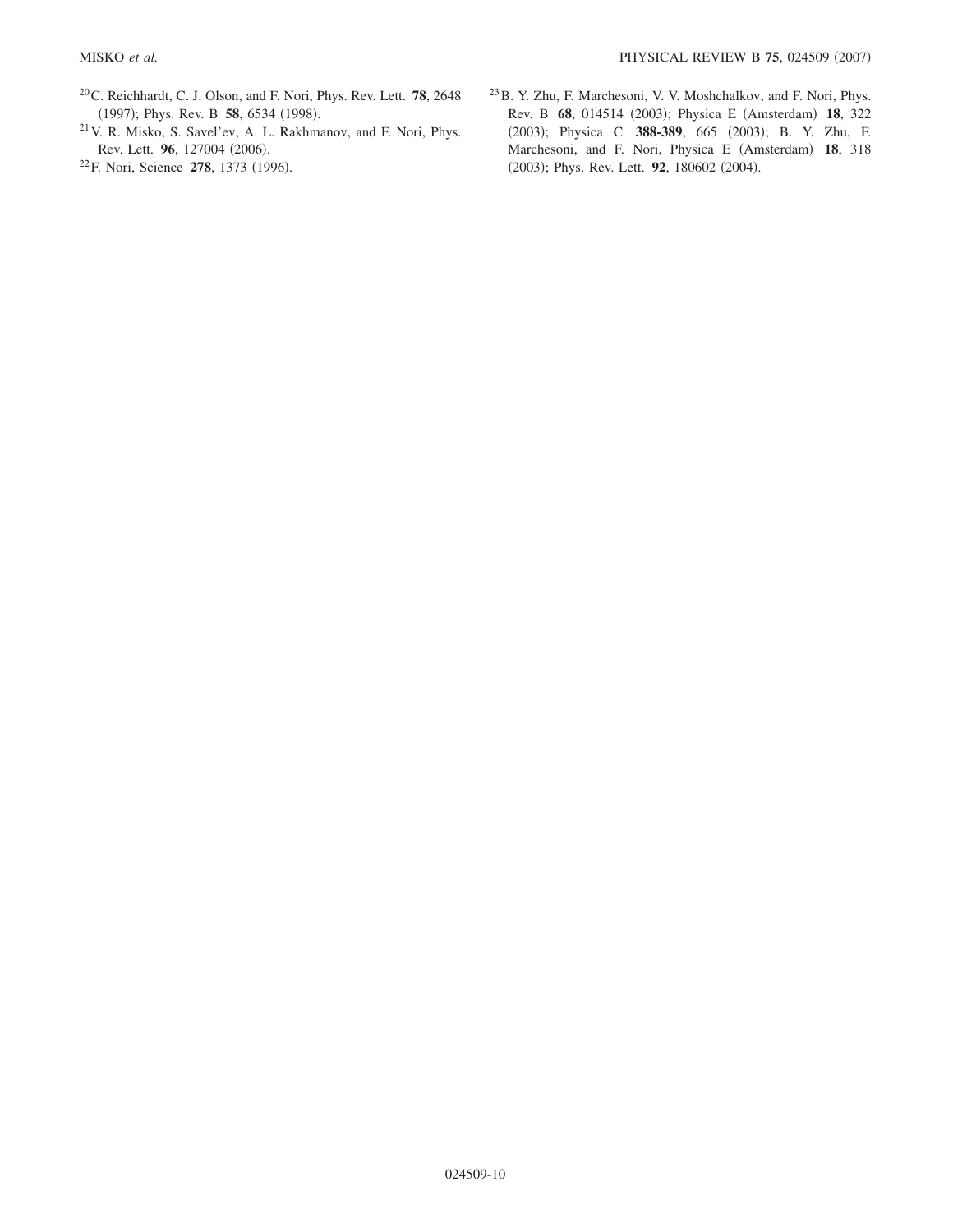[20] C. Reichhardt, C. J. Olson, and F. Nori, Phys. Rev. Lett. **78**, 2648 (1997); Phys. Rev. B **58**, 6534 (1998).

[21] V. R. Misko, S. Savel'ev, A. L. Rakhmanov, and F. Nori, Phys. Rev. Lett. **96**, 127004 (2006).

[22] F. Nori, Science **278**, 1373 (1996).

[23] B. Y. Zhu, F. Marchesoni, V. V. Moshchalkov, and F. Nori, Phys. Rev. B **68**, 014514 (2003); Physica E (Amsterdam) **18**, 322 (2003); Physica C **388-389**, 665 (2003); B. Y. Zhu, F. Marchesoni, and F. Nori, Physica E (Amsterdam) **18**, 318 (2003); Phys. Rev. Lett. **92**, 180602 (2004).